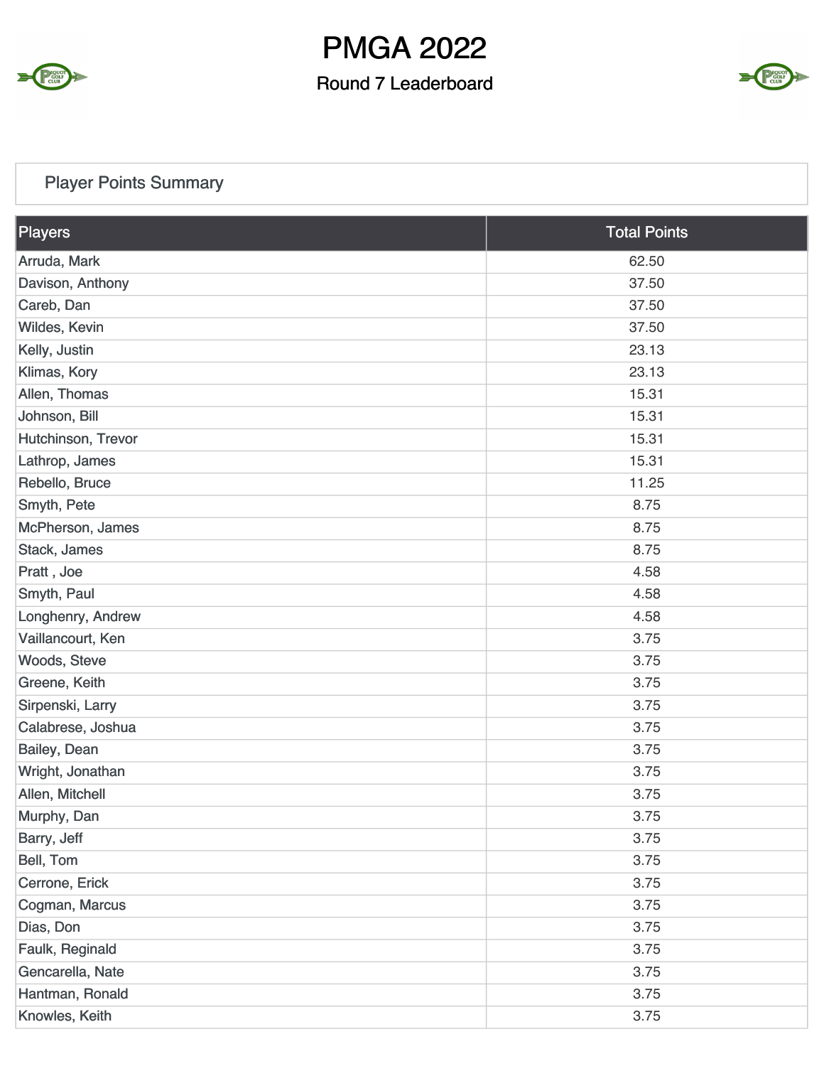# PMGA 2022

## Round 7 Leaderboard

### Player Points Summary

| Players | Total Points |
|---|---|
| Arruda, Mark | 62.50 |
| Davison, Anthony | 37.50 |
| Careb, Dan | 37.50 |
| Wildes, Kevin | 37.50 |
| Kelly, Justin | 23.13 |
| Klimas, Kory | 23.13 |
| Allen, Thomas | 15.31 |
| Johnson, Bill | 15.31 |
| Hutchinson, Trevor | 15.31 |
| Lathrop, James | 15.31 |
| Rebello, Bruce | 11.25 |
| Smyth, Pete | 8.75 |
| McPherson, James | 8.75 |
| Stack, James | 8.75 |
| Pratt , Joe | 4.58 |
| Smyth, Paul | 4.58 |
| Longhenry, Andrew | 4.58 |
| Vaillancourt, Ken | 3.75 |
| Woods, Steve | 3.75 |
| Greene, Keith | 3.75 |
| Sirpenski, Larry | 3.75 |
| Calabrese, Joshua | 3.75 |
| Bailey, Dean | 3.75 |
| Wright, Jonathan | 3.75 |
| Allen, Mitchell | 3.75 |
| Murphy, Dan | 3.75 |
| Barry, Jeff | 3.75 |
| Bell, Tom | 3.75 |
| Cerrone, Erick | 3.75 |
| Cogman, Marcus | 3.75 |
| Dias, Don | 3.75 |
| Faulk, Reginald | 3.75 |
| Gencarella, Nate | 3.75 |
| Hantman, Ronald | 3.75 |
| Knowles, Keith | 3.75 |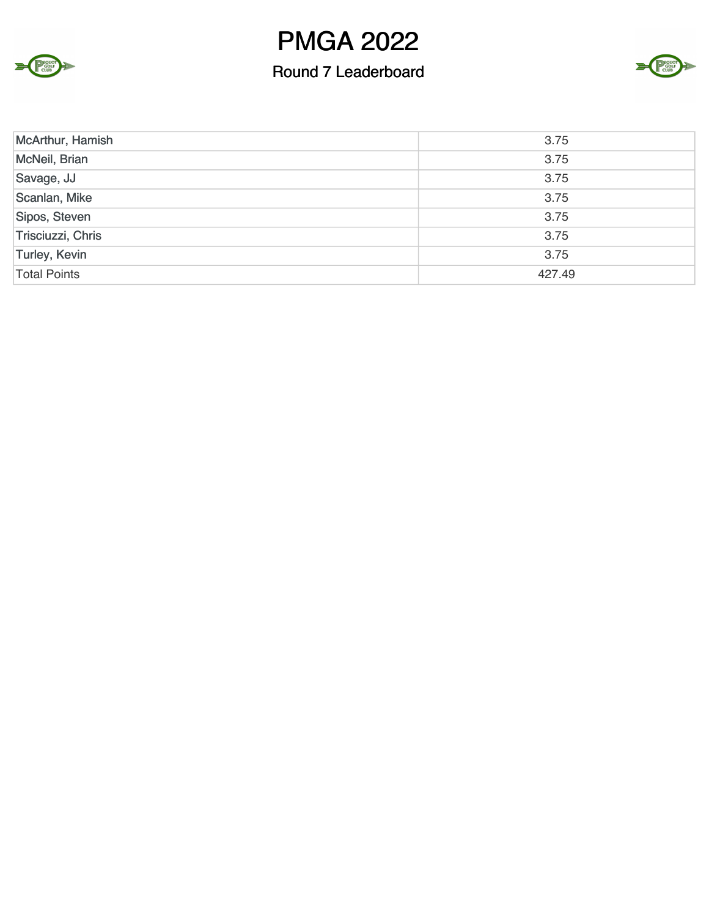# PMGA 2022

## Round 7 Leaderboard

| | |
|---|---|
| McArthur, Hamish | 3.75 |
| McNeil, Brian | 3.75 |
| Savage, JJ | 3.75 |
| Scanlan, Mike | 3.75 |
| Sipos, Steven | 3.75 |
| Trisciuzzi, Chris | 3.75 |
| Turley, Kevin | 3.75 |
| Total Points | 427.49 |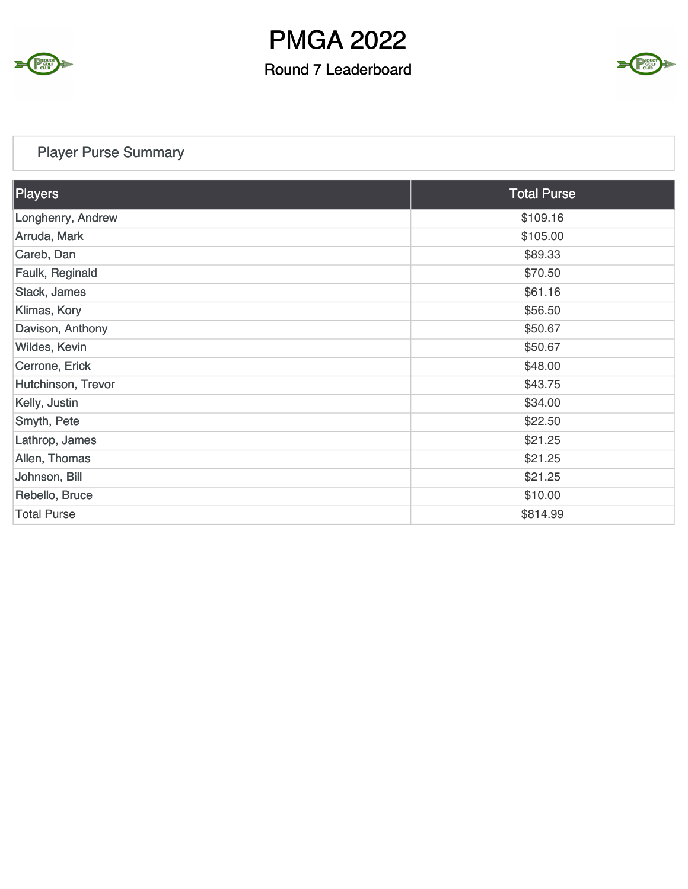# PMGA 2022

## Round 7 Leaderboard

### Player Purse Summary

| Players | Total Purse |
| --- | --- |
| Longhenry, Andrew | $109.16 |
| Arruda, Mark | $105.00 |
| Careb, Dan | $89.33 |
| Faulk, Reginald | $70.50 |
| Stack, James | $61.16 |
| Klimas, Kory | $56.50 |
| Davison, Anthony | $50.67 |
| Wildes, Kevin | $50.67 |
| Cerrone, Erick | $48.00 |
| Hutchinson, Trevor | $43.75 |
| Kelly, Justin | $34.00 |
| Smyth, Pete | $22.50 |
| Lathrop, James | $21.25 |
| Allen, Thomas | $21.25 |
| Johnson, Bill | $21.25 |
| Rebello, Bruce | $10.00 |
| Total Purse | $814.99 |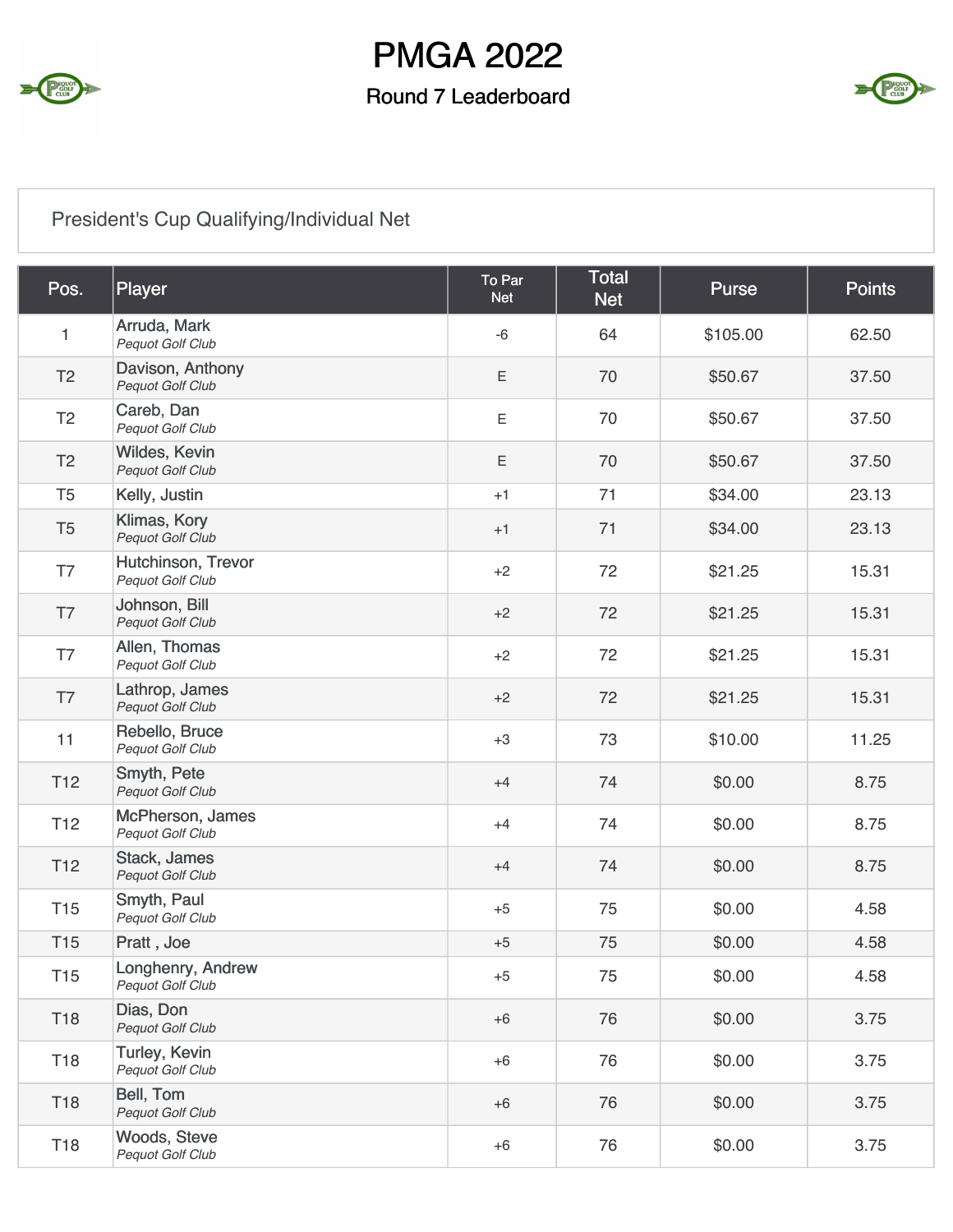# PMGA 2022

## Round 7 Leaderboard

President's Cup Qualifying/Individual Net

| Pos. | Player | To Par Net | Total Net | Purse | Points |
|---|---|---|---|---|---|
| 1 | Arruda, Mark<br>*Pequot Golf Club* | -6 | 64 | $105.00 | 62.50 |
| T2 | Davison, Anthony<br>*Pequot Golf Club* | E | 70 | $50.67 | 37.50 |
| T2 | Careb, Dan<br>*Pequot Golf Club* | E | 70 | $50.67 | 37.50 |
| T2 | Wildes, Kevin<br>*Pequot Golf Club* | E | 70 | $50.67 | 37.50 |
| T5 | Kelly, Justin | +1 | 71 | $34.00 | 23.13 |
| T5 | Klimas, Kory<br>*Pequot Golf Club* | +1 | 71 | $34.00 | 23.13 |
| T7 | Hutchinson, Trevor<br>*Pequot Golf Club* | +2 | 72 | $21.25 | 15.31 |
| T7 | Johnson, Bill<br>*Pequot Golf Club* | +2 | 72 | $21.25 | 15.31 |
| T7 | Allen, Thomas<br>*Pequot Golf Club* | +2 | 72 | $21.25 | 15.31 |
| T7 | Lathrop, James<br>*Pequot Golf Club* | +2 | 72 | $21.25 | 15.31 |
| 11 | Rebello, Bruce<br>*Pequot Golf Club* | +3 | 73 | $10.00 | 11.25 |
| T12 | Smyth, Pete<br>*Pequot Golf Club* | +4 | 74 | $0.00 | 8.75 |
| T12 | McPherson, James<br>*Pequot Golf Club* | +4 | 74 | $0.00 | 8.75 |
| T12 | Stack, James<br>*Pequot Golf Club* | +4 | 74 | $0.00 | 8.75 |
| T15 | Smyth, Paul<br>*Pequot Golf Club* | +5 | 75 | $0.00 | 4.58 |
| T15 | Pratt , Joe | +5 | 75 | $0.00 | 4.58 |
| T15 | Longhenry, Andrew<br>*Pequot Golf Club* | +5 | 75 | $0.00 | 4.58 |
| T18 | Dias, Don<br>*Pequot Golf Club* | +6 | 76 | $0.00 | 3.75 |
| T18 | Turley, Kevin<br>*Pequot Golf Club* | +6 | 76 | $0.00 | 3.75 |
| T18 | Bell, Tom<br>*Pequot Golf Club* | +6 | 76 | $0.00 | 3.75 |
| T18 | Woods, Steve<br>*Pequot Golf Club* | +6 | 76 | $0.00 | 3.75 |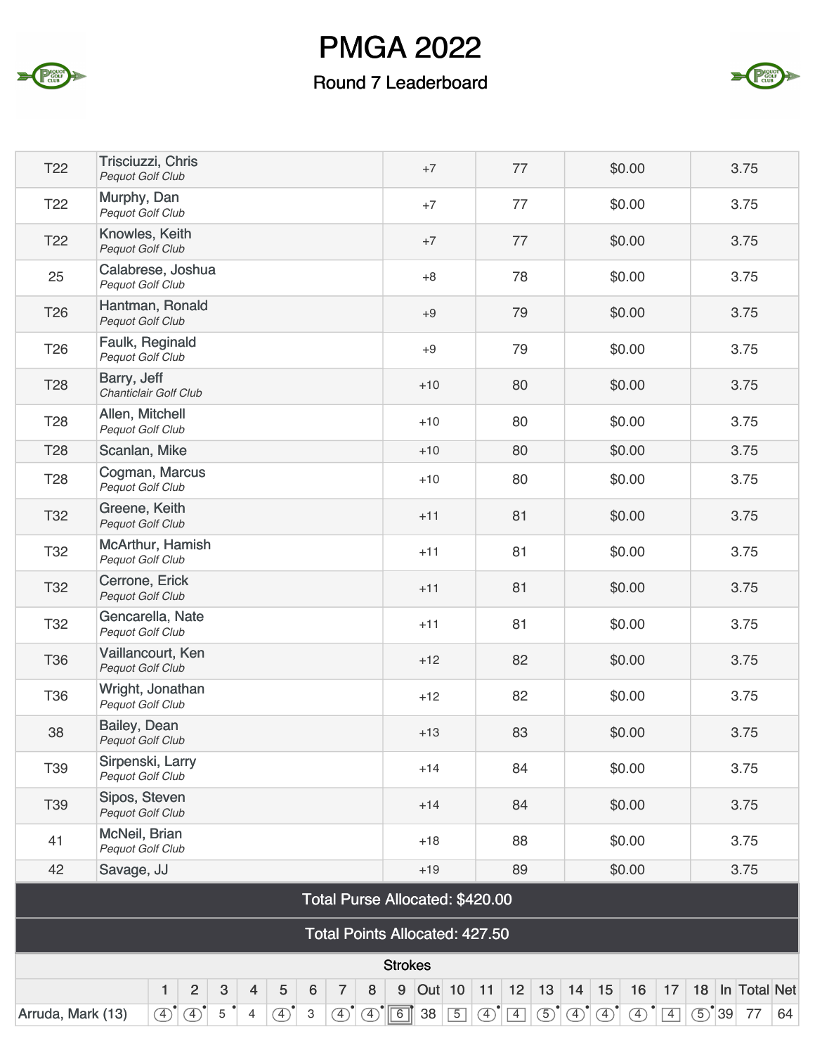# PMGA 2022

## Round 7 Leaderboard

| | | | | | |
|---|---|---|---|---|---|
| T22 | Trisciuzzi, Chris *Pequot Golf Club* | +7 | 77 | $0.00 | 3.75 |
| T22 | Murphy, Dan *Pequot Golf Club* | +7 | 77 | $0.00 | 3.75 |
| T22 | Knowles, Keith *Pequot Golf Club* | +7 | 77 | $0.00 | 3.75 |
| 25 | Calabrese, Joshua *Pequot Golf Club* | +8 | 78 | $0.00 | 3.75 |
| T26 | Hantman, Ronald *Pequot Golf Club* | +9 | 79 | $0.00 | 3.75 |
| T26 | Faulk, Reginald *Pequot Golf Club* | +9 | 79 | $0.00 | 3.75 |
| T28 | Barry, Jeff *Chanticlair Golf Club* | +10 | 80 | $0.00 | 3.75 |
| T28 | Allen, Mitchell *Pequot Golf Club* | +10 | 80 | $0.00 | 3.75 |
| T28 | Scanlan, Mike | +10 | 80 | $0.00 | 3.75 |
| T28 | Cogman, Marcus *Pequot Golf Club* | +10 | 80 | $0.00 | 3.75 |
| T32 | Greene, Keith *Pequot Golf Club* | +11 | 81 | $0.00 | 3.75 |
| T32 | McArthur, Hamish *Pequot Golf Club* | +11 | 81 | $0.00 | 3.75 |
| T32 | Cerrone, Erick *Pequot Golf Club* | +11 | 81 | $0.00 | 3.75 |
| T32 | Gencarella, Nate *Pequot Golf Club* | +11 | 81 | $0.00 | 3.75 |
| T36 | Vaillancourt, Ken *Pequot Golf Club* | +12 | 82 | $0.00 | 3.75 |
| T36 | Wright, Jonathan *Pequot Golf Club* | +12 | 82 | $0.00 | 3.75 |
| 38 | Bailey, Dean *Pequot Golf Club* | +13 | 83 | $0.00 | 3.75 |
| T39 | Sirpenski, Larry *Pequot Golf Club* | +14 | 84 | $0.00 | 3.75 |
| T39 | Sipos, Steven *Pequot Golf Club* | +14 | 84 | $0.00 | 3.75 |
| 41 | McNeil, Brian *Pequot Golf Club* | +18 | 88 | $0.00 | 3.75 |
| 42 | Savage, JJ | +19 | 89 | $0.00 | 3.75 |

**Total Purse Allocated: $420.00**

**Total Points Allocated: 427.50**

**Strokes**

| | 1 | 2 | 3 | 4 | 5 | 6 | 7 | 8 | 9 | Out | 10 | 11 | 12 | 13 | 14 | 15 | 16 | 17 | 18 | In | Total | Net |
|---|---|---|---|---|---|---|---|---|---|---|---|---|---|---|---|---|---|---|---|---|---|---|
| Arruda, Mark (13) | 4 | 4 | 5 | 4 | 4 | 3 | 4 | 4 | 6 | 38 | 5 | 4 | 4 | 5 | 4 | 4 | 4 | 4 | 5 | 39 | 77 | 64 |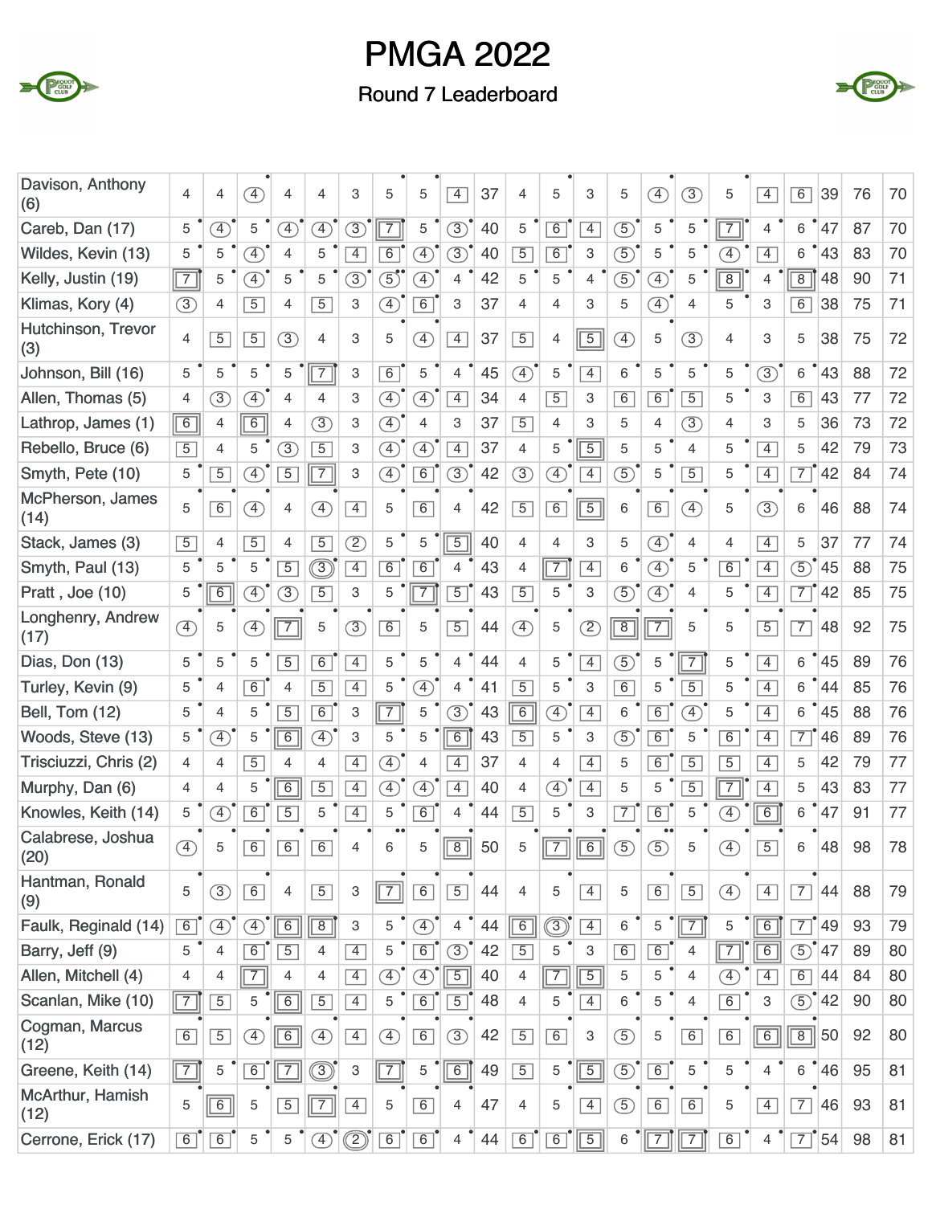# PMGA 2022

## Round 7 Leaderboard

| Player | 1 | 2 | 3 | 4 | 5 | 6 | 7 | 8 | 9 | Out | 10 | 11 | 12 | 13 | 14 | 15 | 16 | 17 | 18 | In | Gross | Net |
|---|---|---|---|---|---|---|---|---|---|---|---|---|---|---|---|---|---|---|---|---|---|---|
| Davison, Anthony (6) | 4 | 4 | 4 | 4 | 4 | 3 | 5 | 5 | 4 | 37 | 4 | 5 | 3 | 5 | 4 | 3 | 5 | 4 | 6 | 39 | 76 | 70 |
| Careb, Dan (17) | 5 | 4 | 5 | 4 | 4 | 3 | 7 | 5 | 3 | 40 | 5 | 6 | 4 | 5 | 5 | 5 | 7 | 4 | 6 | 47 | 87 | 70 |
| Wildes, Kevin (13) | 5 | 5 | 4 | 4 | 5 | 4 | 6 | 4 | 3 | 40 | 5 | 6 | 3 | 5 | 5 | 5 | 4 | 4 | 6 | 43 | 83 | 70 |
| Kelly, Justin (19) | 7 | 5 | 4 | 5 | 5 | 3 | 5 | 4 | 4 | 42 | 5 | 5 | 4 | 5 | 4 | 5 | 8 | 4 | 8 | 48 | 90 | 71 |
| Klimas, Kory (4) | 3 | 4 | 5 | 4 | 5 | 3 | 4 | 6 | 3 | 37 | 4 | 4 | 3 | 5 | 4 | 4 | 5 | 3 | 6 | 38 | 75 | 71 |
| Hutchinson, Trevor (3) | 4 | 5 | 5 | 3 | 4 | 3 | 5 | 4 | 4 | 37 | 5 | 4 | 5 | 4 | 5 | 3 | 4 | 3 | 5 | 38 | 75 | 72 |
| Johnson, Bill (16) | 5 | 5 | 5 | 5 | 7 | 3 | 6 | 5 | 4 | 45 | 4 | 5 | 4 | 6 | 5 | 5 | 5 | 3 | 6 | 43 | 88 | 72 |
| Allen, Thomas (5) | 4 | 3 | 4 | 4 | 4 | 3 | 4 | 4 | 4 | 34 | 4 | 5 | 3 | 6 | 6 | 5 | 5 | 3 | 6 | 43 | 77 | 72 |
| Lathrop, James (1) | 6 | 4 | 6 | 4 | 3 | 3 | 4 | 4 | 3 | 37 | 5 | 4 | 3 | 5 | 4 | 3 | 4 | 3 | 5 | 36 | 73 | 72 |
| Rebello, Bruce (6) | 5 | 4 | 5 | 3 | 5 | 3 | 4 | 4 | 4 | 37 | 4 | 5 | 5 | 5 | 5 | 4 | 5 | 4 | 5 | 42 | 79 | 73 |
| Smyth, Pete (10) | 5 | 5 | 4 | 5 | 7 | 3 | 4 | 6 | 3 | 42 | 3 | 4 | 4 | 5 | 5 | 5 | 5 | 4 | 7 | 42 | 84 | 74 |
| McPherson, James (14) | 5 | 6 | 4 | 4 | 4 | 4 | 5 | 6 | 4 | 42 | 5 | 6 | 5 | 6 | 6 | 4 | 5 | 3 | 6 | 46 | 88 | 74 |
| Stack, James (3) | 5 | 4 | 5 | 4 | 5 | 2 | 5 | 5 | 5 | 40 | 4 | 4 | 3 | 5 | 4 | 4 | 4 | 4 | 5 | 37 | 77 | 74 |
| Smyth, Paul (13) | 5 | 5 | 5 | 5 | 3 | 4 | 6 | 6 | 4 | 43 | 4 | 7 | 4 | 6 | 4 | 5 | 6 | 4 | 5 | 45 | 88 | 75 |
| Pratt , Joe (10) | 5 | 6 | 4 | 3 | 5 | 3 | 5 | 7 | 5 | 43 | 5 | 5 | 3 | 5 | 4 | 4 | 5 | 4 | 7 | 42 | 85 | 75 |
| Longhenry, Andrew (17) | 4 | 5 | 4 | 7 | 5 | 3 | 6 | 5 | 5 | 44 | 4 | 5 | 2 | 8 | 7 | 5 | 5 | 5 | 7 | 48 | 92 | 75 |
| Dias, Don (13) | 5 | 5 | 5 | 5 | 6 | 4 | 5 | 5 | 4 | 44 | 4 | 5 | 4 | 5 | 5 | 7 | 5 | 4 | 6 | 45 | 89 | 76 |
| Turley, Kevin (9) | 5 | 4 | 6 | 4 | 5 | 4 | 5 | 4 | 4 | 41 | 5 | 5 | 3 | 6 | 5 | 5 | 5 | 4 | 6 | 44 | 85 | 76 |
| Bell, Tom (12) | 5 | 4 | 5 | 5 | 6 | 3 | 7 | 5 | 3 | 43 | 6 | 4 | 4 | 6 | 6 | 4 | 5 | 4 | 6 | 45 | 88 | 76 |
| Woods, Steve (13) | 5 | 4 | 5 | 6 | 4 | 3 | 5 | 5 | 6 | 43 | 5 | 5 | 3 | 5 | 6 | 5 | 6 | 4 | 7 | 46 | 89 | 76 |
| Trisciuzzi, Chris (2) | 4 | 4 | 5 | 4 | 4 | 4 | 4 | 4 | 4 | 37 | 4 | 4 | 4 | 5 | 6 | 5 | 5 | 4 | 5 | 42 | 79 | 77 |
| Murphy, Dan (6) | 4 | 4 | 5 | 6 | 5 | 4 | 4 | 4 | 4 | 40 | 4 | 4 | 4 | 5 | 5 | 5 | 7 | 4 | 5 | 43 | 83 | 77 |
| Knowles, Keith (14) | 5 | 4 | 6 | 5 | 5 | 4 | 5 | 6 | 4 | 44 | 5 | 5 | 3 | 7 | 6 | 5 | 4 | 6 | 6 | 47 | 91 | 77 |
| Calabrese, Joshua (20) | 4 | 5 | 6 | 6 | 6 | 4 | 6 | 5 | 8 | 50 | 5 | 7 | 6 | 5 | 5 | 5 | 4 | 5 | 6 | 48 | 98 | 78 |
| Hantman, Ronald (9) | 5 | 3 | 6 | 4 | 5 | 3 | 7 | 6 | 5 | 44 | 4 | 5 | 4 | 5 | 6 | 5 | 4 | 4 | 7 | 44 | 88 | 79 |
| Faulk, Reginald (14) | 6 | 4 | 4 | 6 | 8 | 3 | 5 | 4 | 4 | 44 | 6 | 3 | 4 | 6 | 5 | 7 | 5 | 6 | 7 | 49 | 93 | 79 |
| Barry, Jeff (9) | 5 | 4 | 6 | 5 | 4 | 4 | 5 | 6 | 3 | 42 | 5 | 5 | 3 | 6 | 6 | 4 | 7 | 6 | 5 | 47 | 89 | 80 |
| Allen, Mitchell (4) | 4 | 4 | 7 | 4 | 4 | 4 | 4 | 4 | 5 | 40 | 4 | 7 | 5 | 5 | 5 | 4 | 4 | 4 | 6 | 44 | 84 | 80 |
| Scanlan, Mike (10) | 7 | 5 | 5 | 6 | 5 | 4 | 5 | 6 | 5 | 48 | 4 | 5 | 4 | 6 | 5 | 4 | 6 | 3 | 5 | 42 | 90 | 80 |
| Cogman, Marcus (12) | 6 | 5 | 4 | 6 | 4 | 4 | 4 | 6 | 3 | 42 | 5 | 6 | 3 | 5 | 5 | 6 | 6 | 6 | 8 | 50 | 92 | 80 |
| Greene, Keith (14) | 7 | 5 | 6 | 7 | 3 | 3 | 7 | 5 | 6 | 49 | 5 | 5 | 5 | 5 | 6 | 5 | 5 | 4 | 6 | 46 | 95 | 81 |
| McArthur, Hamish (12) | 5 | 6 | 5 | 5 | 7 | 4 | 5 | 6 | 4 | 47 | 4 | 5 | 4 | 5 | 6 | 6 | 5 | 4 | 7 | 46 | 93 | 81 |
| Cerrone, Erick (17) | 6 | 6 | 5 | 5 | 4 | 2 | 6 | 6 | 4 | 44 | 6 | 6 | 5 | 6 | 7 | 7 | 6 | 4 | 7 | 54 | 98 | 81 |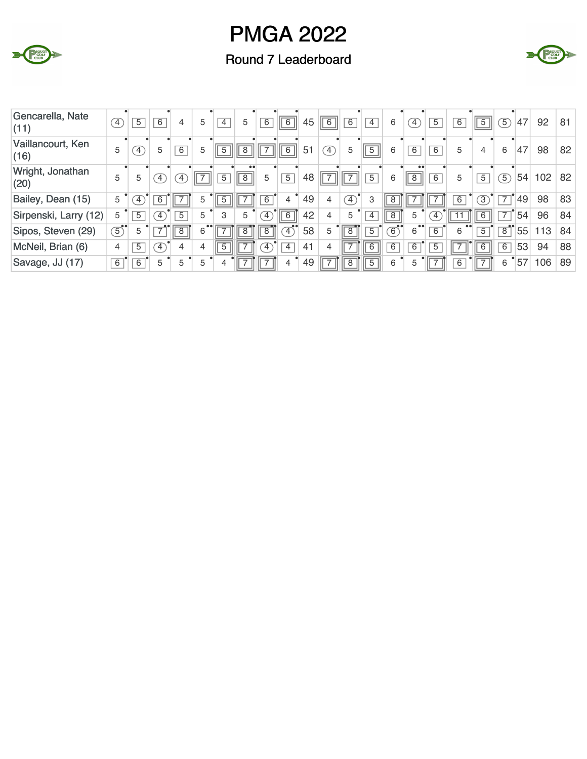# PMGA 2022

## Round 7 Leaderboard

| Player | 1 | 2 | 3 | 4 | 5 | 6 | 7 | 8 | 9 | Out | 10 | 11 | 12 | 13 | 14 | 15 | 16 | 17 | 18 | In | Gross | Net |
|---|---|---|---|---|---|---|---|---|---|---|---|---|---|---|---|---|---|---|---|---|---|---|
| Gencarella, Nate (11) | 4 | 5 | 6 | 4 | 5 | 4 | 5 | 6 | 6 | 45 | 6 | 6 | 4 | 6 | 4 | 5 | 6 | 5 | 5 | 47 | 92 | 81 |
| Vaillancourt, Ken (16) | 5 | 4 | 5 | 6 | 5 | 5 | 8 | 7 | 6 | 51 | 4 | 5 | 5 | 6 | 6 | 6 | 5 | 4 | 6 | 47 | 98 | 82 |
| Wright, Jonathan (20) | 5 | 5 | 4 | 4 | 7 | 5 | 8 | 5 | 5 | 48 | 7 | 7 | 5 | 6 | 8 | 6 | 5 | 5 | 5 | 54 | 102 | 82 |
| Bailey, Dean (15) | 5 | 4 | 6 | 7 | 5 | 5 | 7 | 6 | 4 | 49 | 4 | 4 | 3 | 8 | 7 | 7 | 6 | 3 | 7 | 49 | 98 | 83 |
| Sirpenski, Larry (12) | 5 | 5 | 4 | 5 | 5 | 3 | 5 | 4 | 6 | 42 | 4 | 5 | 4 | 8 | 5 | 4 | 11 | 6 | 7 | 54 | 96 | 84 |
| Sipos, Steven (29) | 5 | 5 | 7 | 8 | 6 | 7 | 8 | 8 | 4 | 58 | 5 | 8 | 5 | 6 | 6 | 6 | 6 | 5 | 8 | 55 | 113 | 84 |
| McNeil, Brian (6) | 4 | 5 | 4 | 4 | 4 | 5 | 7 | 4 | 4 | 41 | 4 | 7 | 6 | 6 | 6 | 5 | 7 | 6 | 6 | 53 | 94 | 88 |
| Savage, JJ (17) | 6 | 6 | 5 | 5 | 5 | 4 | 7 | 7 | 4 | 49 | 7 | 8 | 5 | 6 | 5 | 7 | 6 | 7 | 6 | 57 | 106 | 89 |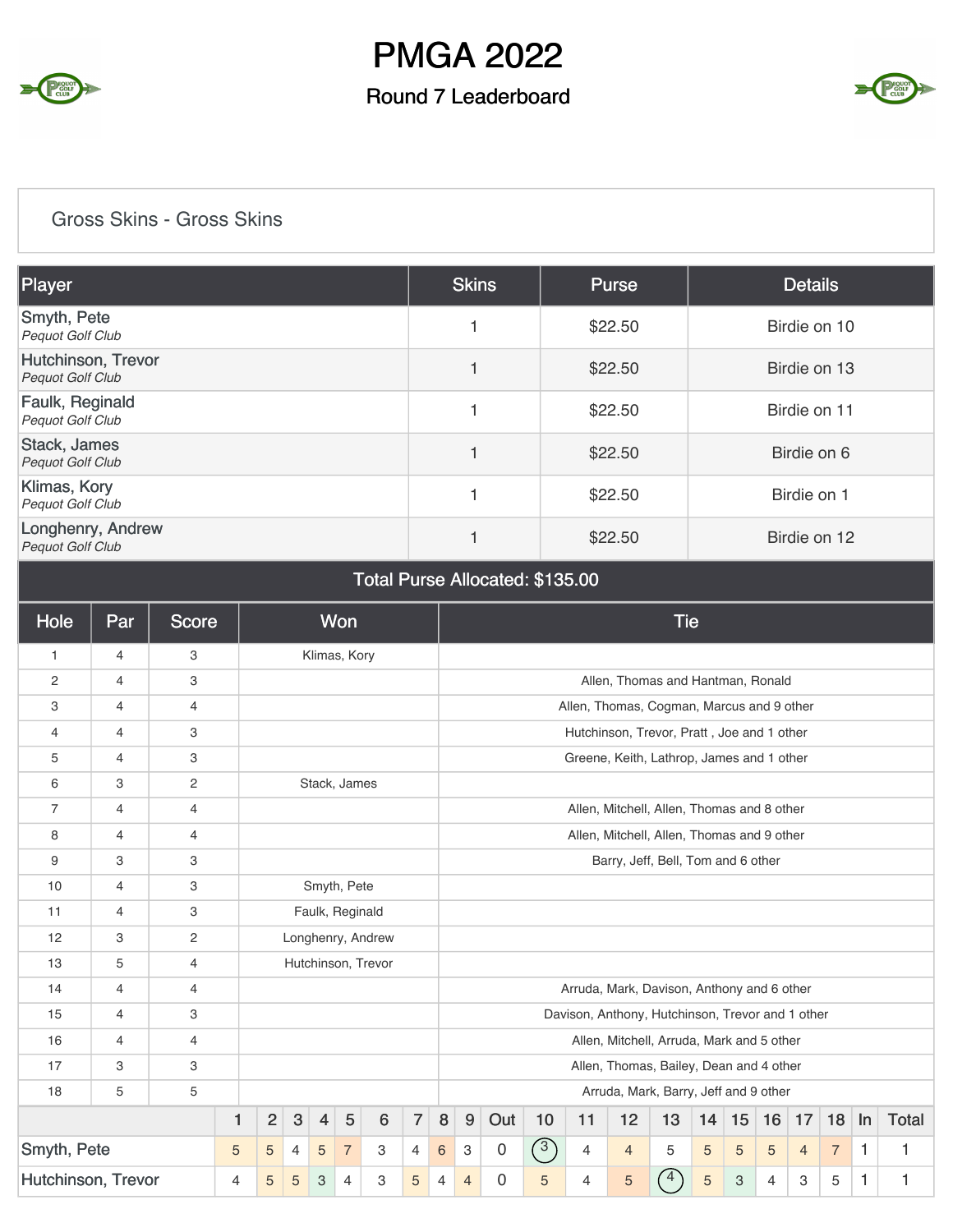# PMGA 2022

## Round 7 Leaderboard

### Gross Skins - Gross Skins

| Player | Skins | Purse | Details |
|---|---|---|---|
| Smyth, Pete *Pequot Golf Club* | 1 | $22.50 | Birdie on 10 |
| Hutchinson, Trevor *Pequot Golf Club* | 1 | $22.50 | Birdie on 13 |
| Faulk, Reginald *Pequot Golf Club* | 1 | $22.50 | Birdie on 11 |
| Stack, James *Pequot Golf Club* | 1 | $22.50 | Birdie on 6 |
| Klimas, Kory *Pequot Golf Club* | 1 | $22.50 | Birdie on 1 |
| Longhenry, Andrew *Pequot Golf Club* | 1 | $22.50 | Birdie on 12 |

**Total Purse Allocated: $135.00**

| Hole | Par | Score | Won | Tie |
|---|---|---|---|---|
| 1 | 4 | 3 | Klimas, Kory | |
| 2 | 4 | 3 | | Allen, Thomas and Hantman, Ronald |
| 3 | 4 | 4 | | Allen, Thomas, Cogman, Marcus and 9 other |
| 4 | 4 | 3 | | Hutchinson, Trevor, Pratt , Joe and 1 other |
| 5 | 4 | 3 | | Greene, Keith, Lathrop, James and 1 other |
| 6 | 3 | 2 | Stack, James | |
| 7 | 4 | 4 | | Allen, Mitchell, Allen, Thomas and 8 other |
| 8 | 4 | 4 | | Allen, Mitchell, Allen, Thomas and 9 other |
| 9 | 3 | 3 | | Barry, Jeff, Bell, Tom and 6 other |
| 10 | 4 | 3 | Smyth, Pete | |
| 11 | 4 | 3 | Faulk, Reginald | |
| 12 | 3 | 2 | Longhenry, Andrew | |
| 13 | 5 | 4 | Hutchinson, Trevor | |
| 14 | 4 | 4 | | Arruda, Mark, Davison, Anthony and 6 other |
| 15 | 4 | 3 | | Davison, Anthony, Hutchinson, Trevor and 1 other |
| 16 | 4 | 4 | | Allen, Mitchell, Arruda, Mark and 5 other |
| 17 | 3 | 3 | | Allen, Thomas, Bailey, Dean and 4 other |
| 18 | 5 | 5 | | Arruda, Mark, Barry, Jeff and 9 other |

| | 1 | 2 | 3 | 4 | 5 | 6 | 7 | 8 | 9 | Out | 10 | 11 | 12 | 13 | 14 | 15 | 16 | 17 | 18 | In | Total |
|---|---|---|---|---|---|---|---|---|---|---|---|---|---|---|---|---|---|---|---|---|---|
| Smyth, Pete | 5 | 5 | 4 | 5 | 7 | 3 | 4 | 6 | 3 | 0 | 3 | 4 | 4 | 5 | 5 | 5 | 5 | 4 | 7 | 1 | 1 |
| Hutchinson, Trevor | 4 | 5 | 5 | 3 | 4 | 3 | 5 | 4 | 4 | 0 | 5 | 4 | 5 | 4 | 5 | 3 | 4 | 3 | 5 | 1 | 1 |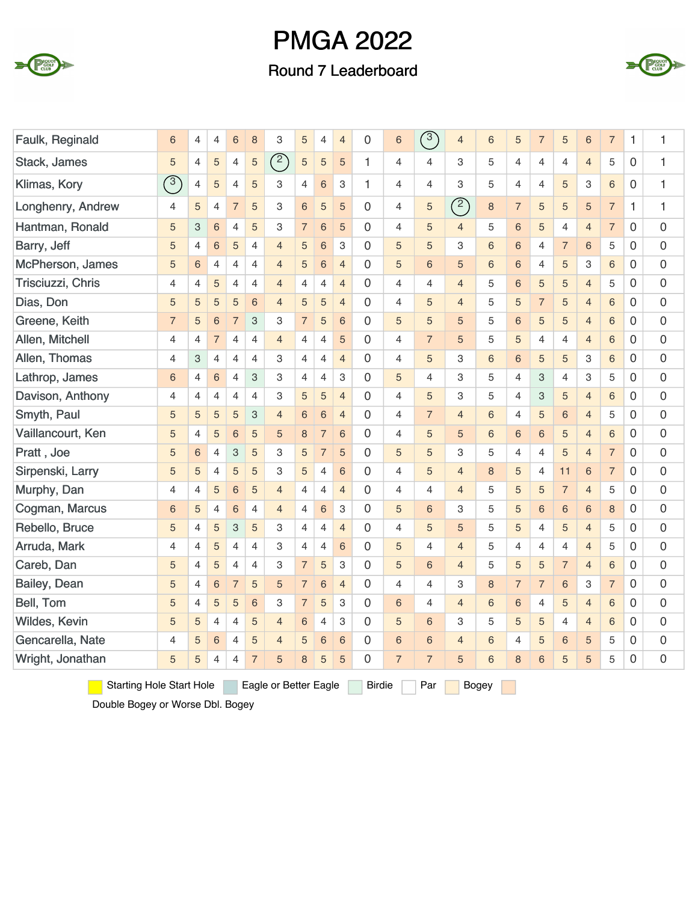# PMGA 2022

## Round 7 Leaderboard

| | | | | | | | | | | | | | | | | | | | | | |
|---|---|---|---|---|---|---|---|---|---|---|---|---|---|---|---|---|---|---|---|---|---|
| Faulk, Reginald | 6 | 4 | 4 | 6 | 8 | 3 | 5 | 4 | 4 | 0 | 6 | 3 | 4 | 6 | 5 | 7 | 5 | 6 | 7 | 1 | 1 |
| Stack, James | 5 | 4 | 5 | 4 | 5 | 2 | 5 | 5 | 5 | 1 | 4 | 4 | 3 | 5 | 4 | 4 | 4 | 4 | 5 | 0 | 1 |
| Klimas, Kory | 3 | 4 | 5 | 4 | 5 | 3 | 4 | 6 | 3 | 1 | 4 | 4 | 3 | 5 | 4 | 4 | 5 | 3 | 6 | 0 | 1 |
| Longhenry, Andrew | 4 | 5 | 4 | 7 | 5 | 3 | 6 | 5 | 5 | 0 | 4 | 5 | 2 | 8 | 7 | 5 | 5 | 5 | 7 | 1 | 1 |
| Hantman, Ronald | 5 | 3 | 6 | 4 | 5 | 3 | 7 | 6 | 5 | 0 | 4 | 5 | 4 | 5 | 6 | 5 | 4 | 4 | 7 | 0 | 0 |
| Barry, Jeff | 5 | 4 | 6 | 5 | 4 | 4 | 5 | 6 | 3 | 0 | 5 | 5 | 3 | 6 | 6 | 4 | 7 | 6 | 5 | 0 | 0 |
| McPherson, James | 5 | 6 | 4 | 4 | 4 | 4 | 5 | 6 | 4 | 0 | 5 | 6 | 5 | 6 | 6 | 4 | 5 | 3 | 6 | 0 | 0 |
| Trisciuzzi, Chris | 4 | 4 | 5 | 4 | 4 | 4 | 4 | 4 | 4 | 0 | 4 | 4 | 4 | 5 | 6 | 5 | 5 | 4 | 5 | 0 | 0 |
| Dias, Don | 5 | 5 | 5 | 5 | 6 | 4 | 5 | 5 | 4 | 0 | 4 | 5 | 4 | 5 | 5 | 7 | 5 | 4 | 6 | 0 | 0 |
| Greene, Keith | 7 | 5 | 6 | 7 | 3 | 3 | 7 | 5 | 6 | 0 | 5 | 5 | 5 | 5 | 6 | 5 | 5 | 4 | 6 | 0 | 0 |
| Allen, Mitchell | 4 | 4 | 7 | 4 | 4 | 4 | 4 | 4 | 5 | 0 | 4 | 7 | 5 | 5 | 5 | 4 | 4 | 4 | 6 | 0 | 0 |
| Allen, Thomas | 4 | 3 | 4 | 4 | 4 | 3 | 4 | 4 | 4 | 0 | 4 | 5 | 3 | 6 | 6 | 5 | 5 | 3 | 6 | 0 | 0 |
| Lathrop, James | 6 | 4 | 6 | 4 | 3 | 3 | 4 | 4 | 3 | 0 | 5 | 4 | 3 | 5 | 4 | 3 | 4 | 3 | 5 | 0 | 0 |
| Davison, Anthony | 4 | 4 | 4 | 4 | 4 | 3 | 5 | 5 | 4 | 0 | 4 | 5 | 3 | 5 | 4 | 3 | 5 | 4 | 6 | 0 | 0 |
| Smyth, Paul | 5 | 5 | 5 | 5 | 3 | 4 | 6 | 6 | 4 | 0 | 4 | 7 | 4 | 6 | 4 | 5 | 6 | 4 | 5 | 0 | 0 |
| Vaillancourt, Ken | 5 | 4 | 5 | 6 | 5 | 5 | 8 | 7 | 6 | 0 | 4 | 5 | 5 | 6 | 6 | 6 | 5 | 4 | 6 | 0 | 0 |
| Pratt , Joe | 5 | 6 | 4 | 3 | 5 | 3 | 5 | 7 | 5 | 0 | 5 | 5 | 3 | 5 | 4 | 4 | 5 | 4 | 7 | 0 | 0 |
| Sirpenski, Larry | 5 | 5 | 4 | 5 | 5 | 3 | 5 | 4 | 6 | 0 | 4 | 5 | 4 | 8 | 5 | 4 | 11 | 6 | 7 | 0 | 0 |
| Murphy, Dan | 4 | 4 | 5 | 6 | 5 | 4 | 4 | 4 | 4 | 0 | 4 | 4 | 4 | 5 | 5 | 5 | 7 | 4 | 5 | 0 | 0 |
| Cogman, Marcus | 6 | 5 | 4 | 6 | 4 | 4 | 4 | 6 | 3 | 0 | 5 | 6 | 3 | 5 | 5 | 6 | 6 | 6 | 8 | 0 | 0 |
| Rebello, Bruce | 5 | 4 | 5 | 3 | 5 | 3 | 4 | 4 | 4 | 0 | 4 | 5 | 5 | 5 | 5 | 4 | 5 | 4 | 5 | 0 | 0 |
| Arruda, Mark | 4 | 4 | 5 | 4 | 4 | 3 | 4 | 4 | 6 | 0 | 5 | 4 | 4 | 5 | 4 | 4 | 4 | 4 | 5 | 0 | 0 |
| Careb, Dan | 5 | 4 | 5 | 4 | 4 | 3 | 7 | 5 | 3 | 0 | 5 | 6 | 4 | 5 | 5 | 5 | 7 | 4 | 6 | 0 | 0 |
| Bailey, Dean | 5 | 4 | 6 | 7 | 5 | 5 | 7 | 6 | 4 | 0 | 4 | 4 | 3 | 8 | 7 | 7 | 6 | 3 | 7 | 0 | 0 |
| Bell, Tom | 5 | 4 | 5 | 5 | 6 | 3 | 7 | 5 | 3 | 0 | 6 | 4 | 4 | 6 | 6 | 4 | 5 | 4 | 6 | 0 | 0 |
| Wildes, Kevin | 5 | 5 | 4 | 4 | 5 | 4 | 6 | 4 | 3 | 0 | 5 | 6 | 3 | 5 | 5 | 5 | 4 | 4 | 6 | 0 | 0 |
| Gencarella, Nate | 4 | 5 | 6 | 4 | 5 | 4 | 5 | 6 | 6 | 0 | 6 | 6 | 4 | 6 | 4 | 5 | 6 | 5 | 5 | 0 | 0 |
| Wright, Jonathan | 5 | 5 | 4 | 4 | 7 | 5 | 8 | 5 | 5 | 0 | 7 | 7 | 5 | 6 | 8 | 6 | 5 | 5 | 5 | 0 | 0 |

Starting Hole Start Hole | Eagle or Better Eagle | Birdie | Par | Bogey | Double Bogey or Worse Dbl. Bogey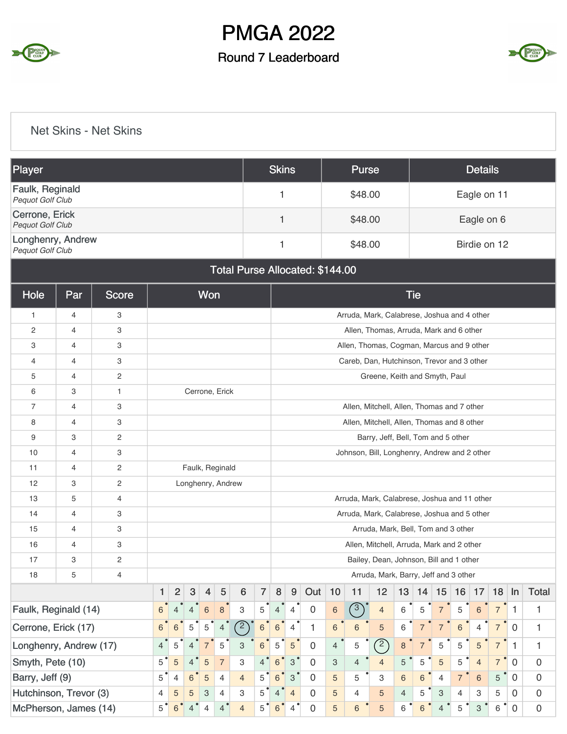# PMGA 2022

## Round 7 Leaderboard

### Net Skins - Net Skins

| Player | Skins | Purse | Details |
|---|---|---|---|
| Faulk, Reginald<br>*Pequot Golf Club* | 1 | $48.00 | Eagle on 11 |
| Cerrone, Erick<br>*Pequot Golf Club* | 1 | $48.00 | Eagle on 6 |
| Longhenry, Andrew<br>*Pequot Golf Club* | 1 | $48.00 | Birdie on 12 |

**Total Purse Allocated: $144.00**

| Hole | Par | Score | Won | Tie |
|---|---|---|---|---|
| 1 | 4 | 3 | | Arruda, Mark, Calabrese, Joshua and 4 other |
| 2 | 4 | 3 | | Allen, Thomas, Arruda, Mark and 6 other |
| 3 | 4 | 3 | | Allen, Thomas, Cogman, Marcus and 9 other |
| 4 | 4 | 3 | | Careb, Dan, Hutchinson, Trevor and 3 other |
| 5 | 4 | 2 | | Greene, Keith and Smyth, Paul |
| 6 | 3 | 1 | Cerrone, Erick | |
| 7 | 4 | 3 | | Allen, Mitchell, Allen, Thomas and 7 other |
| 8 | 4 | 3 | | Allen, Mitchell, Allen, Thomas and 8 other |
| 9 | 3 | 2 | | Barry, Jeff, Bell, Tom and 5 other |
| 10 | 4 | 3 | | Johnson, Bill, Longhenry, Andrew and 2 other |
| 11 | 4 | 2 | Faulk, Reginald | |
| 12 | 3 | 2 | Longhenry, Andrew | |
| 13 | 5 | 4 | | Arruda, Mark, Calabrese, Joshua and 11 other |
| 14 | 4 | 3 | | Arruda, Mark, Calabrese, Joshua and 5 other |
| 15 | 4 | 3 | | Arruda, Mark, Bell, Tom and 3 other |
| 16 | 4 | 3 | | Allen, Mitchell, Arruda, Mark and 2 other |
| 17 | 3 | 2 | | Bailey, Dean, Johnson, Bill and 1 other |
| 18 | 5 | 4 | | Arruda, Mark, Barry, Jeff and 3 other |

| | 1 | 2 | 3 | 4 | 5 | 6 | 7 | 8 | 9 | Out | 10 | 11 | 12 | 13 | 14 | 15 | 16 | 17 | 18 | In | Total |
|---|---|---|---|---|---|---|---|---|---|---|---|---|---|---|---|---|---|---|---|---|---|
| Faulk, Reginald (14) | 6 | 4 | 4 | 6 | 8 | 3 | 5 | 4 | 4 | 0 | 6 | 3 | 4 | 6 | 5 | 7 | 5 | 6 | 7 | 1 | 1 |
| Cerrone, Erick (17) | 6 | 6 | 5 | 5 | 4 | 2 | 6 | 6 | 4 | 1 | 6 | 6 | 5 | 6 | 7 | 7 | 6 | 4 | 7 | 0 | 1 |
| Longhenry, Andrew (17) | 4 | 5 | 4 | 7 | 5 | 3 | 6 | 5 | 5 | 0 | 4 | 5 | 2 | 8 | 7 | 5 | 5 | 5 | 7 | 1 | 1 |
| Smyth, Pete (10) | 5 | 5 | 4 | 5 | 7 | 3 | 4 | 6 | 3 | 0 | 3 | 4 | 4 | 5 | 5 | 5 | 5 | 4 | 7 | 0 | 0 |
| Barry, Jeff (9) | 5 | 4 | 6 | 5 | 4 | 4 | 5 | 6 | 3 | 0 | 5 | 5 | 3 | 6 | 6 | 4 | 7 | 6 | 5 | 0 | 0 |
| Hutchinson, Trevor (3) | 4 | 5 | 5 | 3 | 4 | 3 | 5 | 4 | 4 | 0 | 5 | 4 | 5 | 4 | 5 | 3 | 4 | 3 | 5 | 0 | 0 |
| McPherson, James (14) | 5 | 6 | 4 | 4 | 4 | 4 | 5 | 6 | 4 | 0 | 5 | 6 | 5 | 6 | 6 | 4 | 5 | 3 | 6 | 0 | 0 |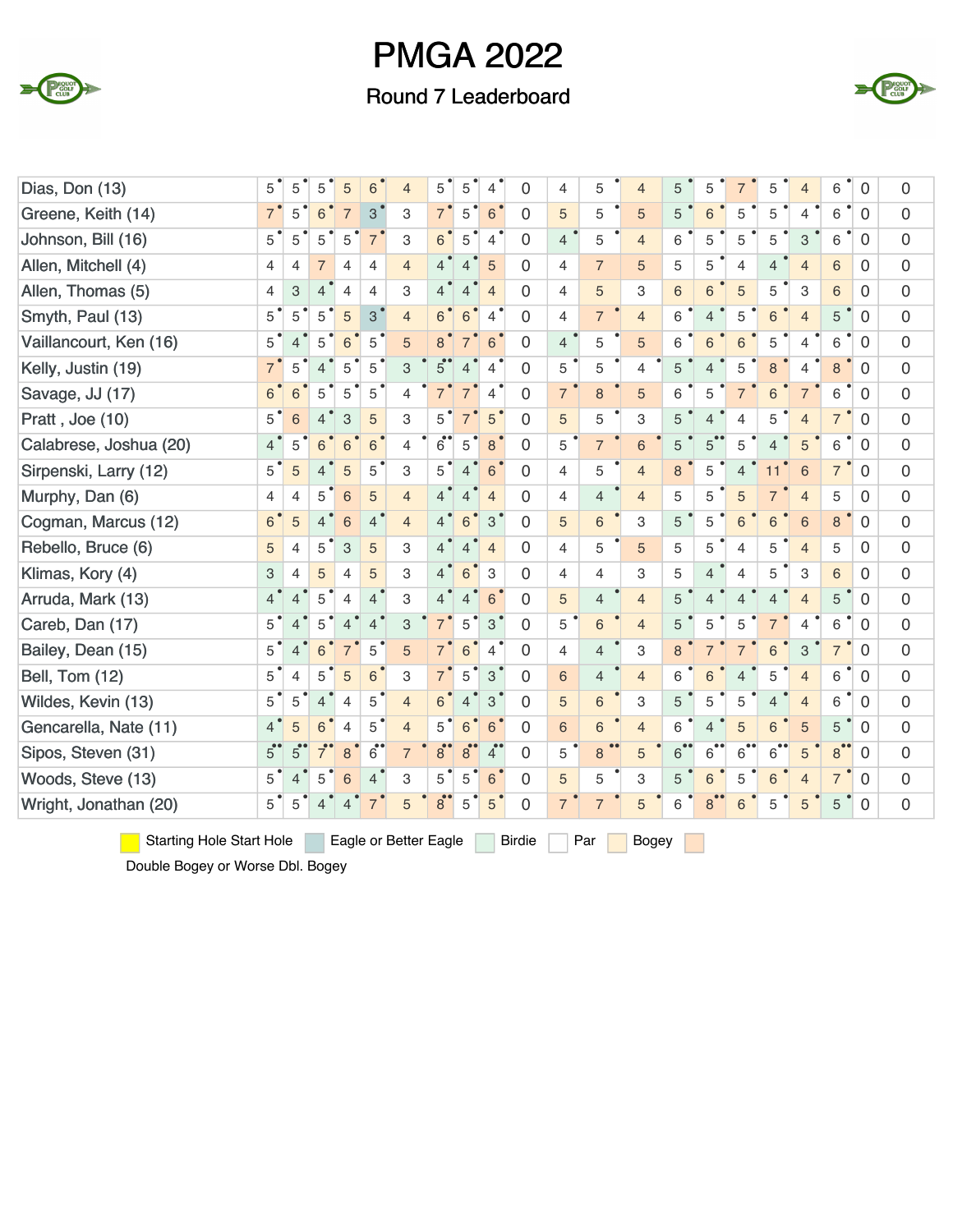# PMGA 2022

## Round 7 Leaderboard

| Player | 1 | 2 | 3 | 4 | 5 | 6 | 7 | 8 | 9 | Out | 10 | 11 | 12 | 13 | 14 | 15 | 16 | 17 | 18 | In | Total |
|---|---|---|---|---|---|---|---|---|---|---|---|---|---|---|---|---|---|---|---|---|---|
| Dias, Don (13) | 5 | 5 | 5 | 5 | 6 | 4 | 5 | 5 | 4 | 0 | 4 | 5 | 4 | 5 | 5 | 7 | 5 | 4 | 6 | 0 | 0 |
| Greene, Keith (14) | 7 | 5 | 6 | 7 | 3 | 3 | 7 | 5 | 6 | 0 | 5 | 5 | 5 | 5 | 6 | 5 | 5 | 4 | 6 | 0 | 0 |
| Johnson, Bill (16) | 5 | 5 | 5 | 5 | 7 | 3 | 6 | 5 | 4 | 0 | 4 | 5 | 4 | 6 | 5 | 5 | 5 | 3 | 6 | 0 | 0 |
| Allen, Mitchell (4) | 4 | 4 | 7 | 4 | 4 | 4 | 4 | 4 | 5 | 0 | 4 | 7 | 5 | 5 | 5 | 4 | 4 | 4 | 6 | 0 | 0 |
| Allen, Thomas (5) | 4 | 3 | 4 | 4 | 4 | 3 | 4 | 4 | 4 | 0 | 4 | 5 | 3 | 6 | 6 | 5 | 5 | 3 | 6 | 0 | 0 |
| Smyth, Paul (13) | 5 | 5 | 5 | 5 | 3 | 4 | 6 | 6 | 4 | 0 | 4 | 7 | 4 | 6 | 4 | 5 | 6 | 4 | 5 | 0 | 0 |
| Vaillancourt, Ken (16) | 5 | 4 | 5 | 6 | 5 | 5 | 8 | 7 | 6 | 0 | 4 | 5 | 5 | 6 | 6 | 6 | 5 | 4 | 6 | 0 | 0 |
| Kelly, Justin (19) | 7 | 5 | 4 | 5 | 5 | 3 | 5 | 4 | 4 | 0 | 5 | 5 | 4 | 5 | 4 | 5 | 8 | 4 | 8 | 0 | 0 |
| Savage, JJ (17) | 6 | 6 | 5 | 5 | 5 | 4 | 7 | 7 | 4 | 0 | 7 | 8 | 5 | 6 | 5 | 7 | 6 | 7 | 6 | 0 | 0 |
| Pratt , Joe (10) | 5 | 6 | 4 | 3 | 5 | 3 | 5 | 7 | 5 | 0 | 5 | 5 | 3 | 5 | 4 | 4 | 5 | 4 | 7 | 0 | 0 |
| Calabrese, Joshua (20) | 4 | 5 | 6 | 6 | 6 | 4 | 6 | 5 | 8 | 0 | 5 | 7 | 6 | 5 | 5 | 5 | 4 | 5 | 6 | 0 | 0 |
| Sirpenski, Larry (12) | 5 | 5 | 4 | 5 | 5 | 3 | 5 | 4 | 6 | 0 | 4 | 5 | 4 | 8 | 5 | 4 | 11 | 6 | 7 | 0 | 0 |
| Murphy, Dan (6) | 4 | 4 | 5 | 6 | 5 | 4 | 4 | 4 | 4 | 0 | 4 | 4 | 4 | 5 | 5 | 5 | 7 | 4 | 5 | 0 | 0 |
| Cogman, Marcus (12) | 6 | 5 | 4 | 6 | 4 | 4 | 4 | 6 | 3 | 0 | 5 | 6 | 3 | 5 | 5 | 6 | 6 | 6 | 8 | 0 | 0 |
| Rebello, Bruce (6) | 5 | 4 | 5 | 3 | 5 | 3 | 4 | 4 | 4 | 0 | 4 | 5 | 5 | 5 | 5 | 4 | 5 | 4 | 5 | 0 | 0 |
| Klimas, Kory (4) | 3 | 4 | 5 | 4 | 5 | 3 | 4 | 6 | 3 | 0 | 4 | 4 | 3 | 5 | 4 | 4 | 5 | 3 | 6 | 0 | 0 |
| Arruda, Mark (13) | 4 | 4 | 5 | 4 | 4 | 3 | 4 | 4 | 6 | 0 | 5 | 4 | 4 | 5 | 4 | 4 | 4 | 4 | 5 | 0 | 0 |
| Careb, Dan (17) | 5 | 4 | 5 | 4 | 4 | 3 | 7 | 5 | 3 | 0 | 5 | 6 | 4 | 5 | 5 | 5 | 7 | 4 | 6 | 0 | 0 |
| Bailey, Dean (15) | 5 | 4 | 6 | 7 | 5 | 5 | 7 | 6 | 4 | 0 | 4 | 4 | 3 | 8 | 7 | 7 | 6 | 3 | 7 | 0 | 0 |
| Bell, Tom (12) | 5 | 4 | 5 | 5 | 6 | 3 | 7 | 5 | 3 | 0 | 6 | 4 | 4 | 6 | 6 | 4 | 5 | 4 | 6 | 0 | 0 |
| Wildes, Kevin (13) | 5 | 5 | 4 | 4 | 5 | 4 | 6 | 4 | 3 | 0 | 5 | 6 | 3 | 5 | 5 | 5 | 4 | 4 | 6 | 0 | 0 |
| Gencarella, Nate (11) | 4 | 5 | 6 | 4 | 5 | 4 | 5 | 6 | 6 | 0 | 6 | 6 | 4 | 6 | 4 | 5 | 6 | 5 | 5 | 0 | 0 |
| Sipos, Steven (31) | 5 | 5 | 7 | 8 | 6 | 7 | 8 | 8 | 4 | 0 | 5 | 8 | 5 | 6 | 6 | 6 | 6 | 5 | 8 | 0 | 0 |
| Woods, Steve (13) | 5 | 4 | 5 | 6 | 4 | 3 | 5 | 5 | 6 | 0 | 5 | 5 | 3 | 5 | 6 | 5 | 6 | 4 | 7 | 0 | 0 |
| Wright, Jonathan (20) | 5 | 5 | 4 | 4 | 7 | 5 | 8 | 5 | 5 | 0 | 7 | 7 | 5 | 6 | 8 | 6 | 5 | 5 | 5 | 0 | 0 |

Starting Hole Start Hole | Eagle or Better Eagle | Birdie | Par | Bogey | Double Bogey or Worse Dbl. Bogey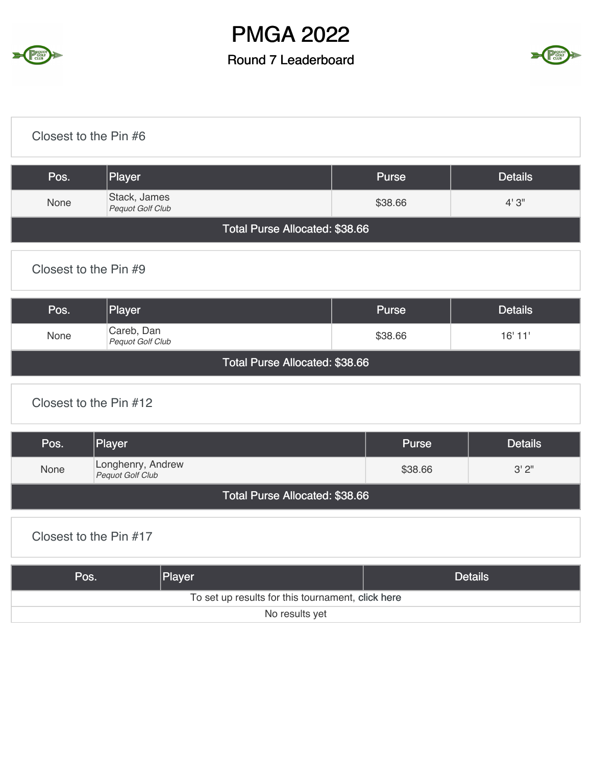# PMGA 2022

## Round 7 Leaderboard

### Closest to the Pin #6

| Pos. | Player | Purse | Details |
|---|---|---|---|
| None | Stack, James<br>*Pequot Golf Club* | $38.66 | 4' 3" |
| Total Purse Allocated: $38.66 | | | |

### Closest to the Pin #9

| Pos. | Player | Purse | Details |
|---|---|---|---|
| None | Careb, Dan<br>*Pequot Golf Club* | $38.66 | 16' 11' |
| Total Purse Allocated: $38.66 | | | |

### Closest to the Pin #12

| Pos. | Player | Purse | Details |
|---|---|---|---|
| None | Longhenry, Andrew<br>*Pequot Golf Club* | $38.66 | 3' 2" |
| Total Purse Allocated: $38.66 | | | |

### Closest to the Pin #17

| Pos. | Player | Details |
|---|---|---|
| To set up results for this tournament, click here | | |
| No results yet | | |